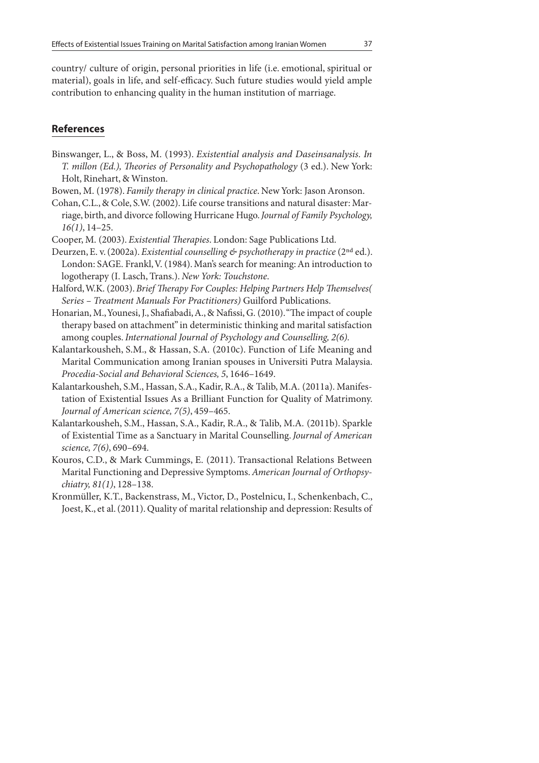country/ culture of origin, personal priorities in life (i.e. emotional, spiritual or material), goals in life, and self-efficacy. Such future studies would yield ample contribution to enhancing quality in the human institution of marriage.

## References

Binswanger, L., & Boss, M. (1993). *Existential analysis and Daseinsanalysis. In T. millon (Ed.), Theories of Personality and Psychopathology* (3 ed.). New York: Holt, Rinehart, & Winston.

Bowen, M. (1978). *Family therapy in clinical practice*. New York: Jason Aronson.

Cohan, C.L., & Cole, S.W. (2002). Life course transitions and natural disaster: Marriage, birth, and divorce following Hurricane Hugo. *Journal of Family Psychology, 16(1)*, 14–25.

Cooper, M. (2003). *Existential Therapies*. London: Sage Publications Ltd.

Deurzen, E. v. (2002a). *Existential counselling & psychotherapy in practice* (2nd ed.). London: SAGE. Frankl, V. (1984). Man's search for meaning: An introduction to logotherapy (I. Lasch, Trans.). *New York: Touchstone*.

Halford, W.K. (2003). *Brief Therapy For Couples: Helping Partners Help Themselves( Series – Treatment Manuals For Practitioners)* Guilford Publications.

Honarian, M., Younesi, J., Shafiabadi, A., & Nafissi, G. (2010). "The impact of couple therapy based on attachment" in deterministic thinking and marital satisfaction among couples. *International Journal of Psychology and Counselling, 2(6).*

Kalantarkousheh, S.M., & Hassan, S.A. (2010c). Function of Life Meaning and Marital Communication among Iranian spouses in Universiti Putra Malaysia. *Procedia-Social and Behavioral Sciences, 5*, 1646–1649.

Kalantarkousheh, S.M., Hassan, S.A., Kadir, R.A., & Talib, M.A. (2011a). Manifestation of Existential Issues As a Brilliant Function for Quality of Matrimony. *Journal of American science, 7(5)*, 459–465.

Kalantarkousheh, S.M., Hassan, S.A., Kadir, R.A., & Talib, M.A. (2011b). Sparkle of Existential Time as a Sanctuary in Marital Counselling. *Journal of American science, 7(6)*, 690–694.

Kouros, C.D., & Mark Cummings, E. (2011). Transactional Relations Between Marital Functioning and Depressive Symptoms. *American Journal of Orthopsychiatry, 81(1)*, 128–138.

Kronmüller, K.T., Backenstrass, M., Victor, D., Postelnicu, I., Schenkenbach, C., Joest, K., et al. (2011). Quality of marital relationship and depression: Results of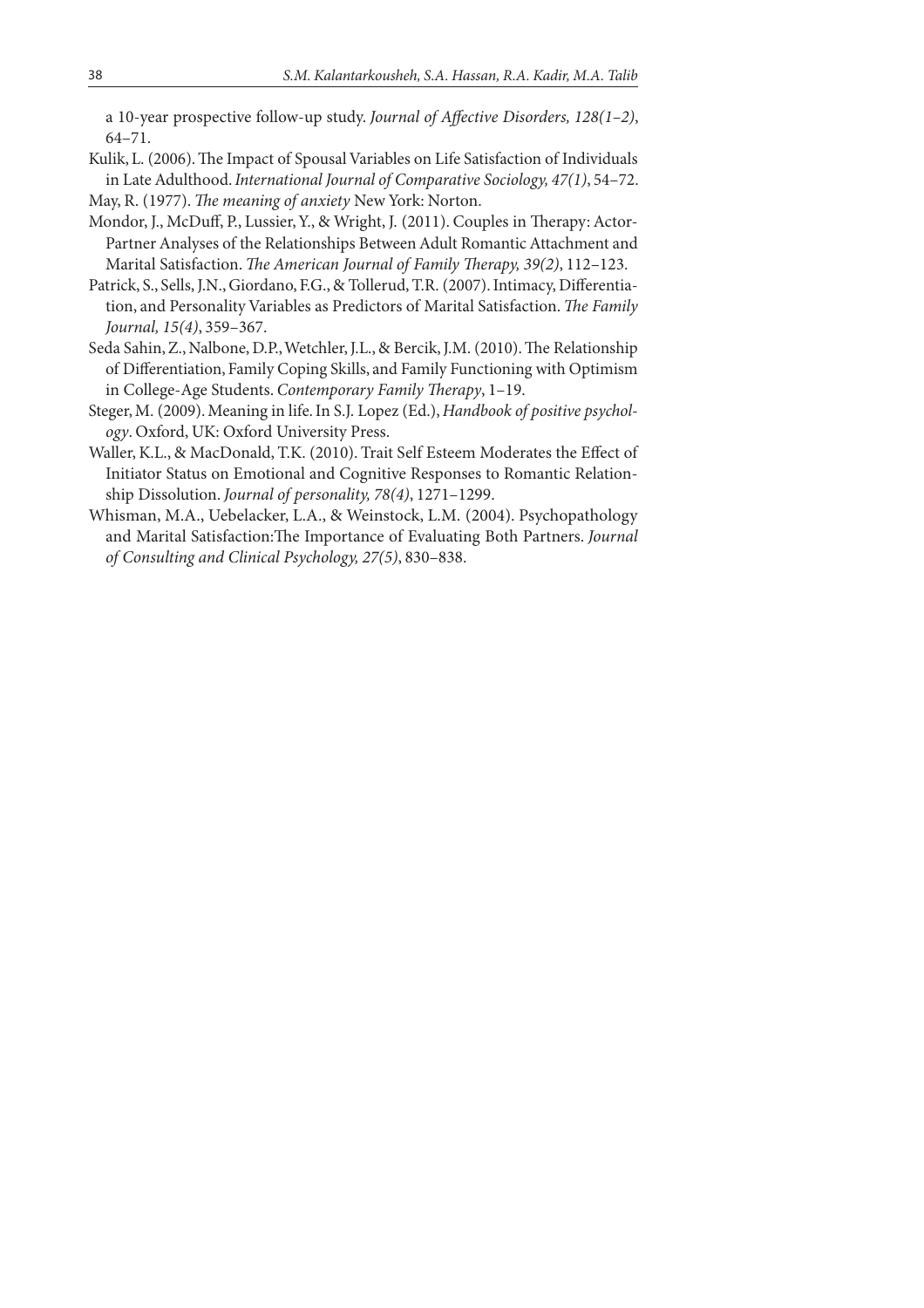a 10-year prospective follow-up study. *Journal of Affective Disorders, 128(1–2)*, 64–71.

Kulik, L. (2006). The Impact of Spousal Variables on Life Satisfaction of Individuals in Late Adulthood. *International Journal of Comparative Sociology, 47(1)*, 54–72.

May, R. (1977). *The meaning of anxiety* New York: Norton.

Mondor, J., McDuff, P., Lussier, Y., & Wright, J. (2011). Couples in Therapy: Actor-Partner Analyses of the Relationships Between Adult Romantic Attachment and Marital Satisfaction. *The American Journal of Family Therapy, 39(2)*, 112–123.

Patrick, S., Sells, J.N., Giordano, F.G., & Tollerud, T.R. (2007). Intimacy, Differentiation, and Personality Variables as Predictors of Marital Satisfaction. *The Family Journal, 15(4)*, 359–367.

Seda Sahin, Z., Nalbone, D.P., Wetchler, J.L., & Bercik, J.M. (2010). The Relationship of Differentiation, Family Coping Skills, and Family Functioning with Optimism in College-Age Students. *Contemporary Family Therapy*, 1–19.

Steger, M. (2009). Meaning in life. In S.J. Lopez (Ed.), *Handbook of positive psychology*. Oxford, UK: Oxford University Press.

Waller, K.L., & MacDonald, T.K. (2010). Trait Self Esteem Moderates the Effect of Initiator Status on Emotional and Cognitive Responses to Romantic Relationship Dissolution. *Journal of personality, 78(4)*, 1271–1299.

Whisman, M.A., Uebelacker, L.A., & Weinstock, L.M. (2004). Psychopathology and Marital Satisfaction:The Importance of Evaluating Both Partners. *Journal of Consulting and Clinical Psychology, 27(5)*, 830–838.